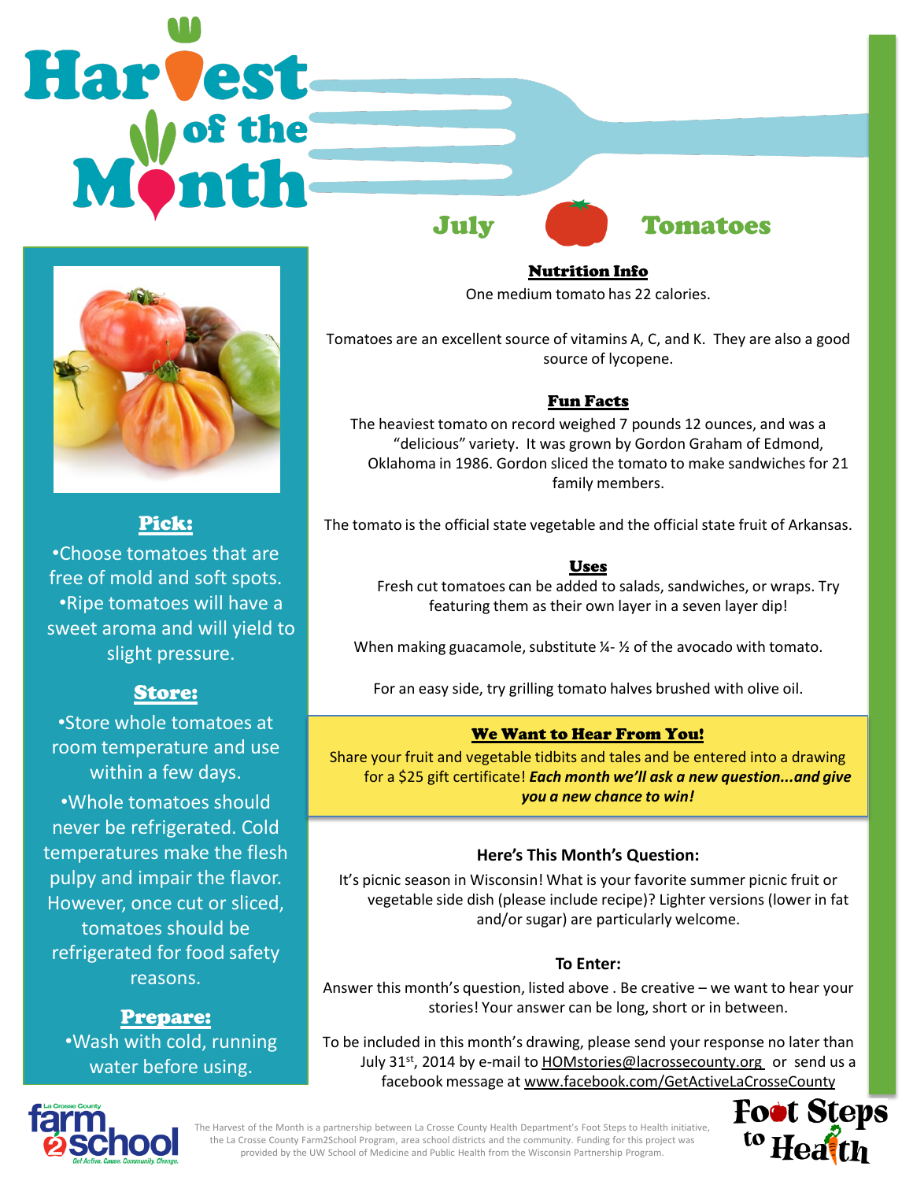# Harvest of the Month

## July — Tomatoes

### Pick:

- Choose tomatoes that are free of mold and soft spots.
- Ripe tomatoes will have a sweet aroma and will yield to slight pressure.

### Store:

- Store whole tomatoes at room temperature and use within a few days.
- Whole tomatoes should never be refrigerated. Cold temperatures make the flesh pulpy and impair the flavor. However, once cut or sliced, tomatoes should be refrigerated for food safety reasons.

### Prepare:

- Wash with cold, running water before using.

### Nutrition Info

One medium tomato has 22 calories.

Tomatoes are an excellent source of vitamins A, C, and K. They are also a good source of lycopene.

### Fun Facts

The heaviest tomato on record weighed 7 pounds 12 ounces, and was a "delicious" variety. It was grown by Gordon Graham of Edmond, Oklahoma in 1986. Gordon sliced the tomato to make sandwiches for 21 family members.

The tomato is the official state vegetable and the official state fruit of Arkansas.

### Uses

Fresh cut tomatoes can be added to salads, sandwiches, or wraps. Try featuring them as their own layer in a seven layer dip!

When making guacamole, substitute ¼- ½ of the avocado with tomato.

For an easy side, try grilling tomato halves brushed with olive oil.

### We Want to Hear From You!

Share your fruit and vegetable tidbits and tales and be entered into a drawing for a $25 gift certificate! ***Each month we'll ask a new question...and give you a new chance to win!***

**Here's This Month's Question:**

It's picnic season in Wisconsin! What is your favorite summer picnic fruit or vegetable side dish (please include recipe)? Lighter versions (lower in fat and/or sugar) are particularly welcome.

**To Enter:**

Answer this month's question, listed above . Be creative – we want to hear your stories! Your answer can be long, short or in between.

To be included in this month's drawing, please send your response no later than July 31st, 2014 by e-mail to HOMstories@lacrossecounty.org or send us a facebook message at www.facebook.com/GetActiveLaCrosseCounty

La Crosse County farm2school — Get Active. Cause. Community. Change.

The Harvest of the Month is a partnership between La Crosse County Health Department's Foot Steps to Health initiative, the La Crosse County Farm2School Program, area school districts and the community. Funding for this project was provided by the UW School of Medicine and Public Health from the Wisconsin Partnership Program.

Foot Steps to Health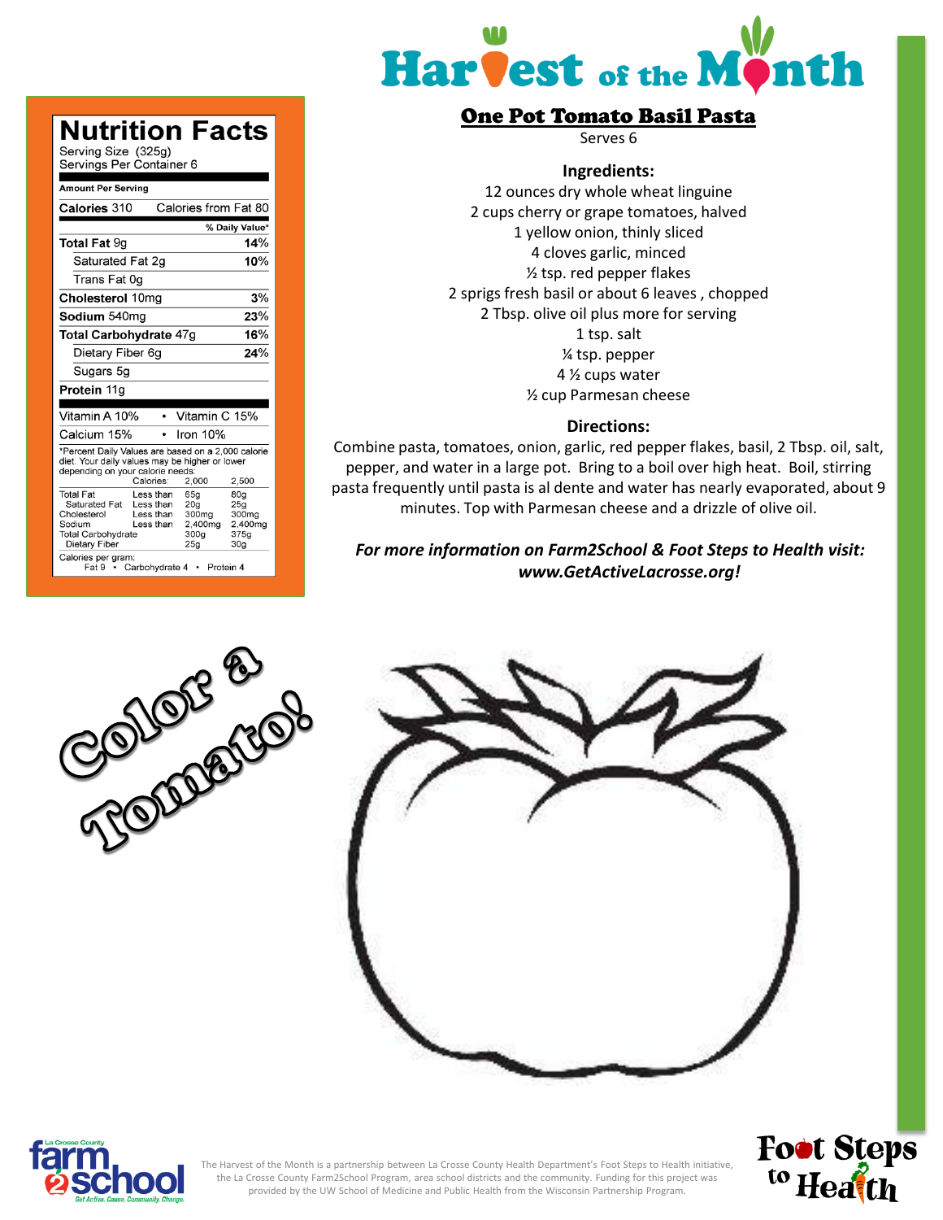# Harvest of the Month

## One Pot Tomato Basil Pasta

Serves 6

**Ingredients:**

12 ounces dry whole wheat linguine
2 cups cherry or grape tomatoes, halved
1 yellow onion, thinly sliced
4 cloves garlic, minced
½ tsp. red pepper flakes
2 sprigs fresh basil or about 6 leaves , chopped
2 Tbsp. olive oil plus more for serving
1 tsp. salt
¼ tsp. pepper
4 ½ cups water
½ cup Parmesan cheese

**Directions:**

Combine pasta, tomatoes, onion, garlic, red pepper flakes, basil, 2 Tbsp. oil, salt, pepper, and water in a large pot. Bring to a boil over high heat. Boil, stirring pasta frequently until pasta is al dente and water has nearly evaporated, about 9 minutes. Top with Parmesan cheese and a drizzle of olive oil.

***For more information on Farm2School & Foot Steps to Health visit: www.GetActiveLacrosse.org!***

## Nutrition Facts

Serving Size (325g)
Servings Per Container 6

**Amount Per Serving**

| | |
|---|---|
| **Calories** 310 | Calories from Fat 80 |
| | **% Daily Value*** |
| **Total Fat** 9g | **14%** |
| Saturated Fat 2g | **10%** |
| Trans Fat 0g | |
| **Cholesterol** 10mg | **3%** |
| **Sodium** 540mg | **23%** |
| **Total Carbohydrate** 47g | **16%** |
| Dietary Fiber 6g | **24%** |
| Sugars 5g | |
| **Protein** 11g | |

Vitamin A 10% • Vitamin C 15%
Calcium 15% • Iron 10%

*Percent Daily Values are based on a 2,000 calorie diet. Your daily values may be higher or lower depending on your calorie needs:

| | Calories: | 2,000 | 2,500 |
|---|---|---|---|
| Total Fat | Less than | 65g | 80g |
| Saturated Fat | Less than | 20g | 25g |
| Cholesterol | Less than | 300mg | 300mg |
| Sodium | Less than | 2,400mg | 2,400mg |
| Total Carbohydrate | | 300g | 375g |
| Dietary Fiber | | 25g | 30g |

Calories per gram:
Fat 9 • Carbohydrate 4 • Protein 4

**Color a Tomato!**

La Crosse County farm2school — Get Active. Cause. Community. Change.

The Harvest of the Month is a partnership between La Crosse County Health Department's Foot Steps to Health initiative, the La Crosse County Farm2School Program, area school districts and the community. Funding for this project was provided by the UW School of Medicine and Public Health from the Wisconsin Partnership Program.

Foot Steps to Health